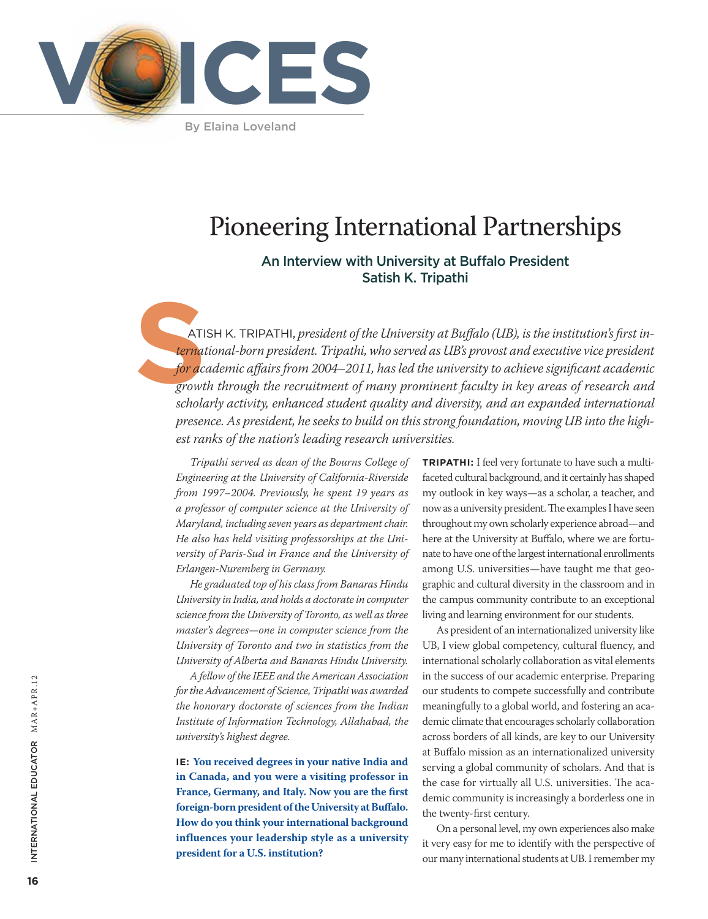# VOICES

By Elaina Loveland

# Pioneering International Partnerships

## An Interview with University at Buffalo President Satish K. Tripathi

SATISH K. TRIPATHI, *president of the University at Buffalo (UB), is the institution's first international-born president. Tripathi, who served as UB's provost and executive vice president for academic affairs from 2004–2011, has led the university to achieve significant academic growth through the recruitment of many prominent faculty in key areas of research and scholarly activity, enhanced student quality and diversity, and an expanded international presence. As president, he seeks to build on this strong foundation, moving UB into the highest ranks of the nation's leading research universities.*

*Tripathi served as dean of the Bourns College of Engineering at the University of California-Riverside from 1997–2004. Previously, he spent 19 years as a professor of computer science at the University of Maryland, including seven years as department chair. He also has held visiting professorships at the University of Paris-Sud in France and the University of Erlangen-Nuremberg in Germany.*

*He graduated top of his class from Banaras Hindu University in India, and holds a doctorate in computer science from the University of Toronto, as well as three master's degrees—one in computer science from the University of Toronto and two in statistics from the University of Alberta and Banaras Hindu University.*

*A fellow of the IEEE and the American Association for the Advancement of Science, Tripathi was awarded the honorary doctorate of sciences from the Indian Institute of Information Technology, Allahabad, the university's highest degree.*

**IE: You received degrees in your native India and in Canada, and you were a visiting professor in France, Germany, and Italy. Now you are the first foreign-born president of the University at Buffalo. How do you think your international background influences your leadership style as a university president for a U.S. institution?**

**TRIPATHI:** I feel very fortunate to have such a multifaceted cultural background, and it certainly has shaped my outlook in key ways—as a scholar, a teacher, and now as a university president. The examples I have seen throughout my own scholarly experience abroad—and here at the University at Buffalo, where we are fortunate to have one of the largest international enrollments among U.S. universities—have taught me that geographic and cultural diversity in the classroom and in the campus community contribute to an exceptional living and learning environment for our students.

As president of an internationalized university like UB, I view global competency, cultural fluency, and international scholarly collaboration as vital elements in the success of our academic enterprise. Preparing our students to compete successfully and contribute meaningfully to a global world, and fostering an academic climate that encourages scholarly collaboration across borders of all kinds, are key to our University at Buffalo mission as an internationalized university serving a global community of scholars. And that is the case for virtually all U.S. universities. The academic community is increasingly a borderless one in the twenty-first century.

On a personal level, my own experiences also make it very easy for me to identify with the perspective of our many international students at UB. I remember my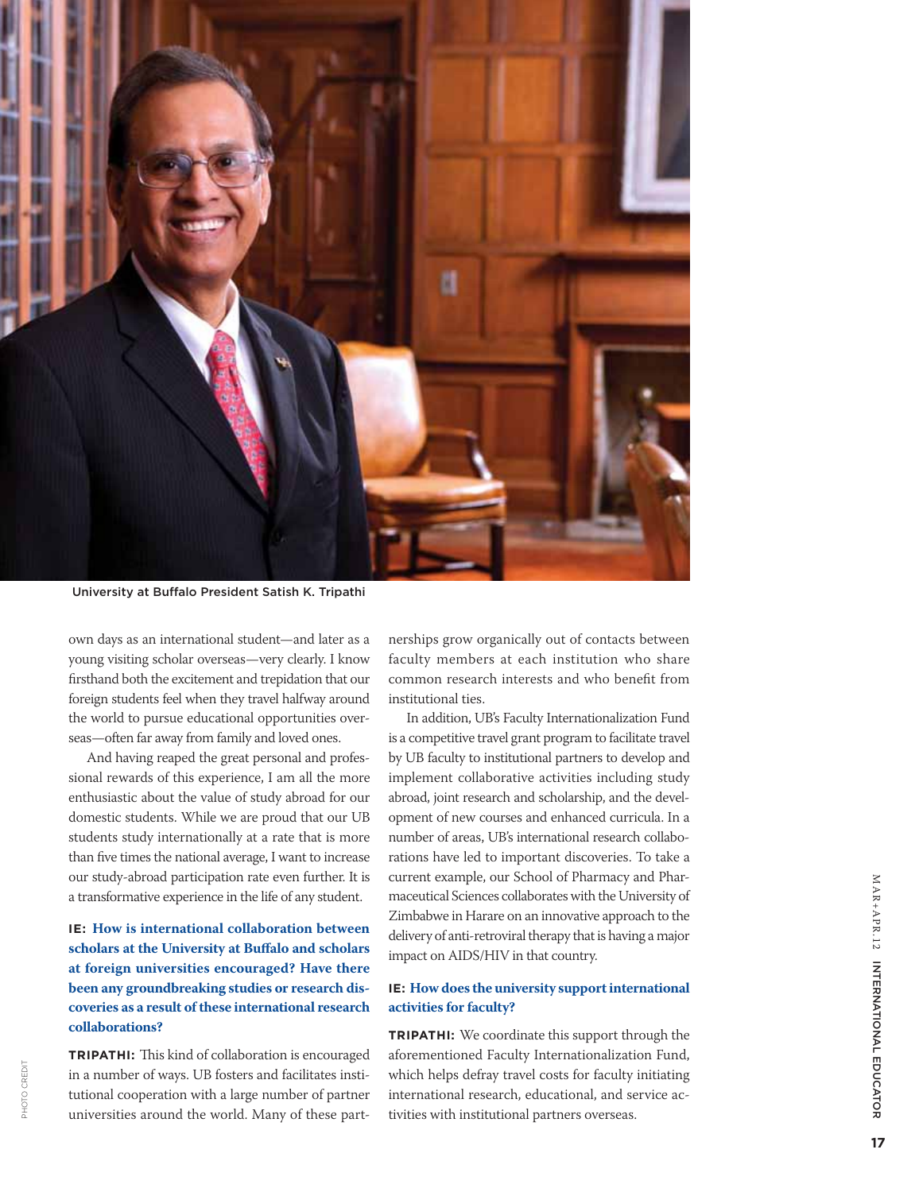University at Buffalo President Satish K. Tripathi

own days as an international student—and later as a young visiting scholar overseas—very clearly. I know firsthand both the excitement and trepidation that our foreign students feel when they travel halfway around the world to pursue educational opportunities overseas—often far away from family and loved ones.

And having reaped the great personal and professional rewards of this experience, I am all the more enthusiastic about the value of study abroad for our domestic students. While we are proud that our UB students study internationally at a rate that is more than five times the national average, I want to increase our study-abroad participation rate even further. It is a transformative experience in the life of any student.

**IE: How is international collaboration between scholars at the University at Buffalo and scholars at foreign universities encouraged? Have there been any groundbreaking studies or research discoveries as a result of these international research collaborations?**

**TRIPATHI:** This kind of collaboration is encouraged in a number of ways. UB fosters and facilitates institutional cooperation with a large number of partner universities around the world. Many of these partnerships grow organically out of contacts between faculty members at each institution who share common research interests and who benefit from institutional ties.

In addition, UB's Faculty Internationalization Fund is a competitive travel grant program to facilitate travel by UB faculty to institutional partners to develop and implement collaborative activities including study abroad, joint research and scholarship, and the development of new courses and enhanced curricula. In a number of areas, UB's international research collaborations have led to important discoveries. To take a current example, our School of Pharmacy and Pharmaceutical Sciences collaborates with the University of Zimbabwe in Harare on an innovative approach to the delivery of anti-retroviral therapy that is having a major impact on AIDS/HIV in that country.

**IE: How does the university support international activities for faculty?**

**TRIPATHI:** We coordinate this support through the aforementioned Faculty Internationalization Fund, which helps defray travel costs for faculty initiating international research, educational, and service activities with institutional partners overseas.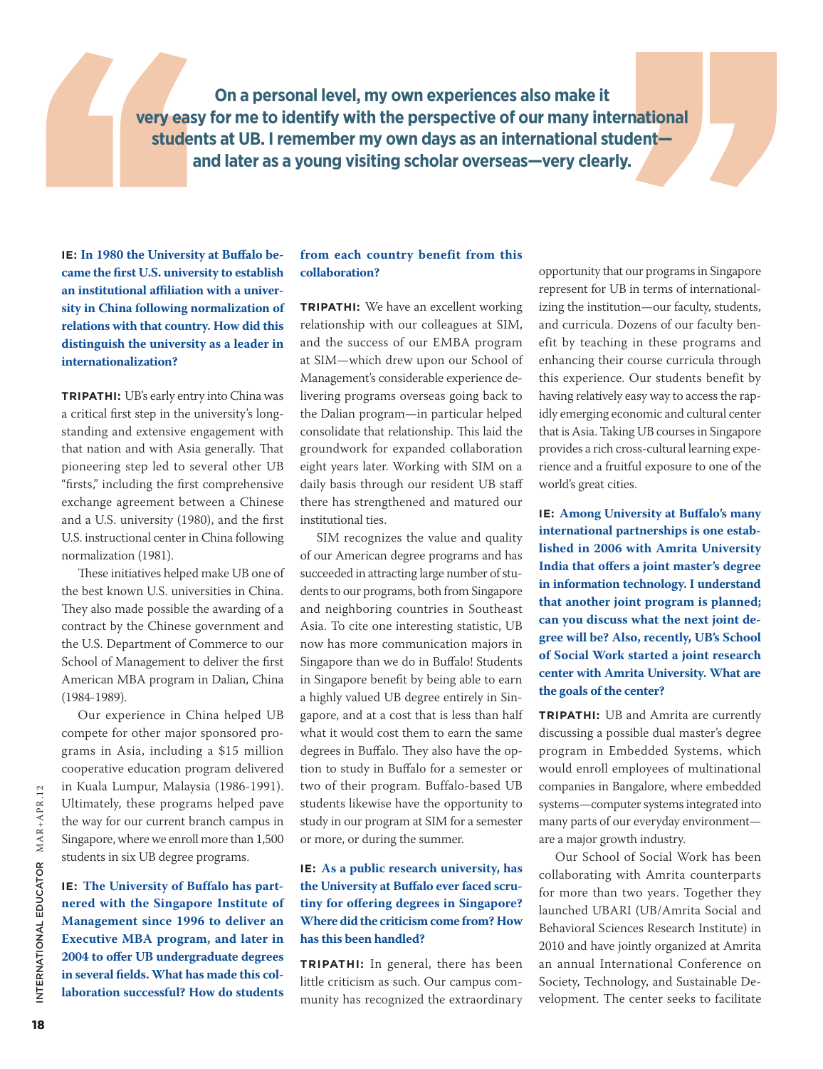> **On a personal level, my own experiences also make it very easy for me to identify with the perspective of our many international students at UB. I remember my own days as an international student—and later as a young visiting scholar overseas—very clearly.**

**IE: In 1980 the University at Buffalo became the first U.S. university to establish an institutional affiliation with a university in China following normalization of relations with that country. How did this distinguish the university as a leader in internationalization?**

**TRIPATHI:** UB's early entry into China was a critical first step in the university's longstanding and extensive engagement with that nation and with Asia generally. That pioneering step led to several other UB "firsts," including the first comprehensive exchange agreement between a Chinese and a U.S. university (1980), and the first U.S. instructional center in China following normalization (1981).

These initiatives helped make UB one of the best known U.S. universities in China. They also made possible the awarding of a contract by the Chinese government and the U.S. Department of Commerce to our School of Management to deliver the first American MBA program in Dalian, China (1984-1989).

Our experience in China helped UB compete for other major sponsored programs in Asia, including a $15 million cooperative education program delivered in Kuala Lumpur, Malaysia (1986-1991). Ultimately, these programs helped pave the way for our current branch campus in Singapore, where we enroll more than 1,500 students in six UB degree programs.

**IE: The University of Buffalo has partnered with the Singapore Institute of Management since 1996 to deliver an Executive MBA program, and later in 2004 to offer UB undergraduate degrees in several fields. What has made this collaboration successful? How do students from each country benefit from this collaboration?**

**TRIPATHI:** We have an excellent working relationship with our colleagues at SIM, and the success of our EMBA program at SIM—which drew upon our School of Management's considerable experience delivering programs overseas going back to the Dalian program—in particular helped consolidate that relationship. This laid the groundwork for expanded collaboration eight years later. Working with SIM on a daily basis through our resident UB staff there has strengthened and matured our institutional ties.

SIM recognizes the value and quality of our American degree programs and has succeeded in attracting large number of students to our programs, both from Singapore and neighboring countries in Southeast Asia. To cite one interesting statistic, UB now has more communication majors in Singapore than we do in Buffalo! Students in Singapore benefit by being able to earn a highly valued UB degree entirely in Singapore, and at a cost that is less than half what it would cost them to earn the same degrees in Buffalo. They also have the option to study in Buffalo for a semester or two of their program. Buffalo-based UB students likewise have the opportunity to study in our program at SIM for a semester or more, or during the summer.

**IE: As a public research university, has the University at Buffalo ever faced scrutiny for offering degrees in Singapore? Where did the criticism come from? How has this been handled?**

**TRIPATHI:** In general, there has been little criticism as such. Our campus community has recognized the extraordinary opportunity that our programs in Singapore represent for UB in terms of internationalizing the institution—our faculty, students, and curricula. Dozens of our faculty benefit by teaching in these programs and enhancing their course curricula through this experience. Our students benefit by having relatively easy way to access the rapidly emerging economic and cultural center that is Asia. Taking UB courses in Singapore provides a rich cross-cultural learning experience and a fruitful exposure to one of the world's great cities.

**IE: Among University at Buffalo's many international partnerships is one established in 2006 with Amrita University India that offers a joint master's degree in information technology. I understand that another joint program is planned; can you discuss what the next joint degree will be? Also, recently, UB's School of Social Work started a joint research center with Amrita University. What are the goals of the center?**

**TRIPATHI:** UB and Amrita are currently discussing a possible dual master's degree program in Embedded Systems, which would enroll employees of multinational companies in Bangalore, where embedded systems—computer systems integrated into many parts of our everyday environment—are a major growth industry.

Our School of Social Work has been collaborating with Amrita counterparts for more than two years. Together they launched UBARI (UB/Amrita Social and Behavioral Sciences Research Institute) in 2010 and have jointly organized at Amrita an annual International Conference on Society, Technology, and Sustainable Development. The center seeks to facilitate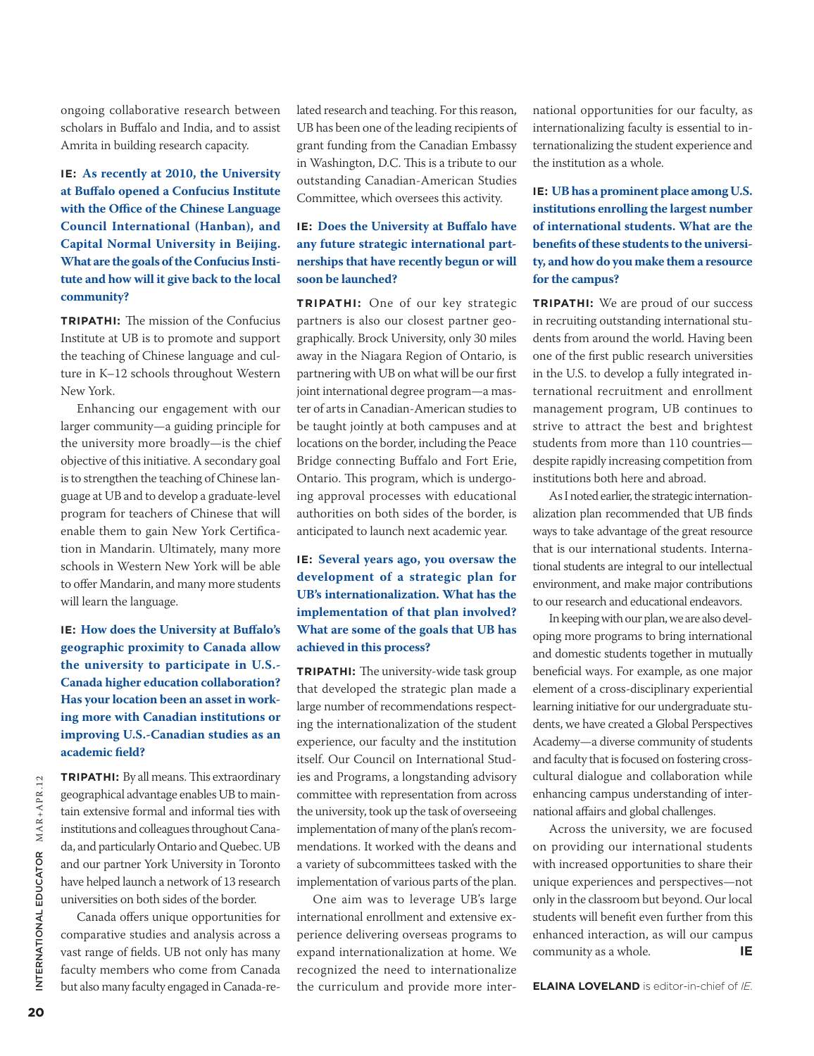ongoing collaborative research between scholars in Buffalo and India, and to assist Amrita in building research capacity.

**IE: As recently as 2010, the University at Buffalo opened a Confucius Institute with the Office of the Chinese Language Council International (Hanban), and Capital Normal University in Beijing. What are the goals of the Confucius Institute and how will it give back to the local community?**

**TRIPATHI:** The mission of the Confucius Institute at UB is to promote and support the teaching of Chinese language and culture in K–12 schools throughout Western New York.

Enhancing our engagement with our larger community—a guiding principle for the university more broadly—is the chief objective of this initiative. A secondary goal is to strengthen the teaching of Chinese language at UB and to develop a graduate-level program for teachers of Chinese that will enable them to gain New York Certification in Mandarin. Ultimately, many more schools in Western New York will be able to offer Mandarin, and many more students will learn the language.

**IE: How does the University at Buffalo's geographic proximity to Canada allow the university to participate in U.S.-Canada higher education collaboration? Has your location been an asset in working more with Canadian institutions or improving U.S.-Canadian studies as an academic field?**

**TRIPATHI:** By all means. This extraordinary geographical advantage enables UB to maintain extensive formal and informal ties with institutions and colleagues throughout Canada, and particularly Ontario and Quebec. UB and our partner York University in Toronto have helped launch a network of 13 research universities on both sides of the border.

Canada offers unique opportunities for comparative studies and analysis across a vast range of fields. UB not only has many faculty members who come from Canada but also many faculty engaged in Canada-related research and teaching. For this reason, UB has been one of the leading recipients of grant funding from the Canadian Embassy in Washington, D.C. This is a tribute to our outstanding Canadian-American Studies Committee, which oversees this activity.

**IE: Does the University at Buffalo have any future strategic international partnerships that have recently begun or will soon be launched?**

**TRIPATHI:** One of our key strategic partners is also our closest partner geographically. Brock University, only 30 miles away in the Niagara Region of Ontario, is partnering with UB on what will be our first joint international degree program—a master of arts in Canadian-American studies to be taught jointly at both campuses and at locations on the border, including the Peace Bridge connecting Buffalo and Fort Erie, Ontario. This program, which is undergoing approval processes with educational authorities on both sides of the border, is anticipated to launch next academic year.

**IE: Several years ago, you oversaw the development of a strategic plan for UB's internationalization. What has the implementation of that plan involved? What are some of the goals that UB has achieved in this process?**

**TRIPATHI:** The university-wide task group that developed the strategic plan made a large number of recommendations respecting the internationalization of the student experience, our faculty and the institution itself. Our Council on International Studies and Programs, a longstanding advisory committee with representation from across the university, took up the task of overseeing implementation of many of the plan's recommendations. It worked with the deans and a variety of subcommittees tasked with the implementation of various parts of the plan.

One aim was to leverage UB's large international enrollment and extensive experience delivering overseas programs to expand internationalization at home. We recognized the need to internationalize the curriculum and provide more international opportunities for our faculty, as internationalizing faculty is essential to internationalizing the student experience and the institution as a whole.

**IE: UB has a prominent place among U.S. institutions enrolling the largest number of international students. What are the benefits of these students to the university, and how do you make them a resource for the campus?**

**TRIPATHI:** We are proud of our success in recruiting outstanding international students from around the world. Having been one of the first public research universities in the U.S. to develop a fully integrated international recruitment and enrollment management program, UB continues to strive to attract the best and brightest students from more than 110 countries—despite rapidly increasing competition from institutions both here and abroad.

As I noted earlier, the strategic internationalization plan recommended that UB finds ways to take advantage of the great resource that is our international students. International students are integral to our intellectual environment, and make major contributions to our research and educational endeavors.

In keeping with our plan, we are also developing more programs to bring international and domestic students together in mutually beneficial ways. For example, as one major element of a cross-disciplinary experiential learning initiative for our undergraduate students, we have created a Global Perspectives Academy—a diverse community of students and faculty that is focused on fostering cross-cultural dialogue and collaboration while enhancing campus understanding of international affairs and global challenges.

Across the university, we are focused on providing our international students with increased opportunities to share their unique experiences and perspectives—not only in the classroom but beyond. Our local students will benefit even further from this enhanced interaction, as will our campus community as a whole. **IE**

**ELAINA LOVELAND** is editor-in-chief of *IE*.